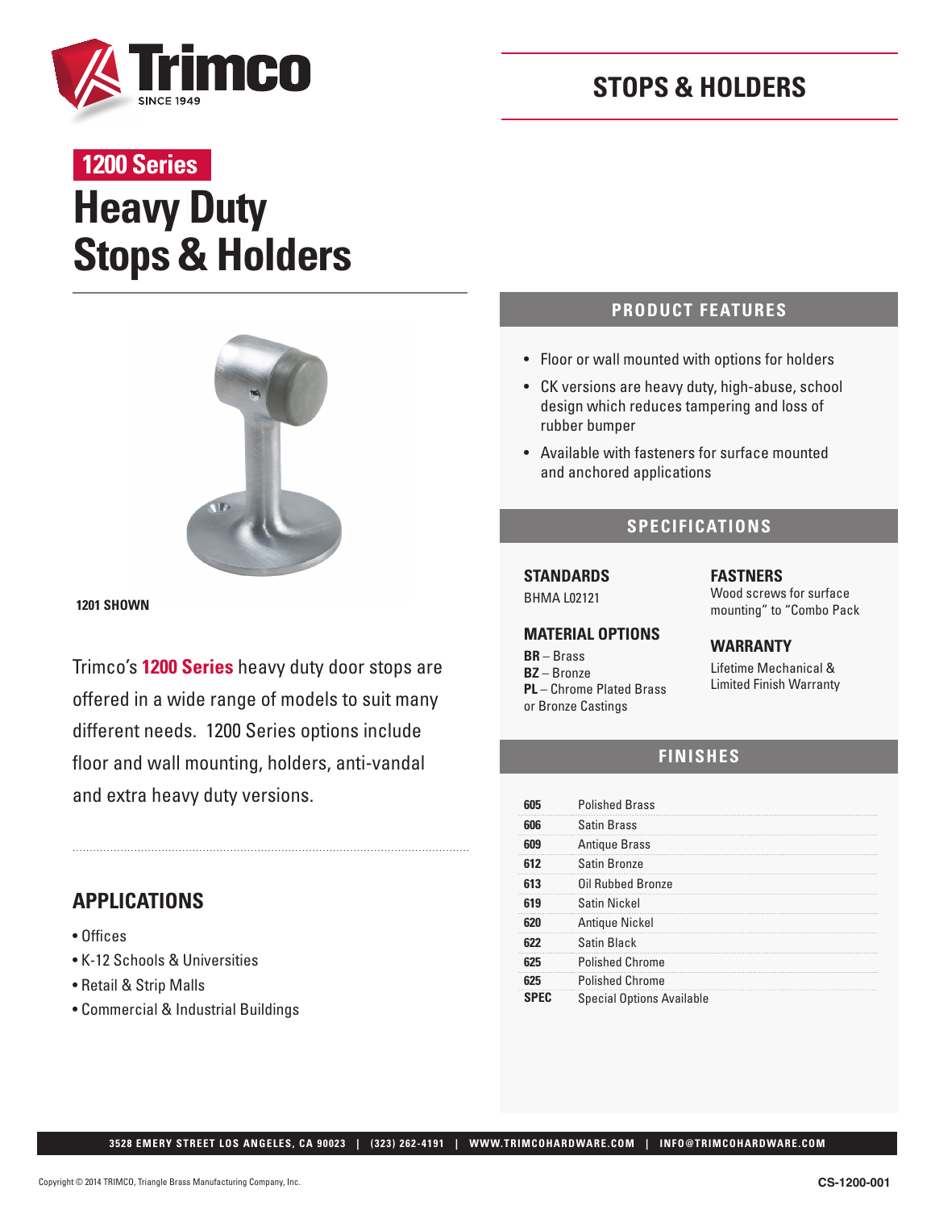# STOPS & HOLDERS

**1200 Series**

# Heavy Duty Stops & Holders

**1201 SHOWN**

Trimco's **1200 Series** heavy duty door stops are offered in a wide range of models to suit many different needs. 1200 Series options include floor and wall mounting, holders, anti-vandal and extra heavy duty versions.

## APPLICATIONS

- Offices
- K-12 Schools & Universities
- Retail & Strip Malls
- Commercial & Industrial Buildings

## PRODUCT FEATURES

- Floor or wall mounted with options for holders
- CK versions are heavy duty, high-abuse, school design which reduces tampering and loss of rubber bumper
- Available with fasteners for surface mounted and anchored applications

## SPECIFICATIONS

### STANDARDS

BHMA L02121

### MATERIAL OPTIONS

**BR** – Brass
**BZ** – Bronze
**PL** – Chrome Plated Brass or Bronze Castings

### FASTENERS

Wood screws for surface mounting" to "Combo Pack

### WARRANTY

Lifetime Mechanical & Limited Finish Warranty

## FINISHES

| | |
|---|---|
| **605** | Polished Brass |
| **606** | Satin Brass |
| **609** | Antique Brass |
| **612** | Satin Bronze |
| **613** | Oil Rubbed Bronze |
| **619** | Satin Nickel |
| **620** | Antique Nickel |
| **622** | Satin Black |
| **625** | Polished Chrome |
| **625** | Polished Chrome |
| **SPEC** | Special Options Available |

3528 EMERY STREET LOS ANGELES, CA 90023 | (323) 262-4191 | WWW.TRIMCOHARDWARE.COM | INFO@TRIMCOHARDWARE.COM

Copyright © 2014 TRIMCO, Triangle Brass Manufacturing Company, Inc.

CS-1200-001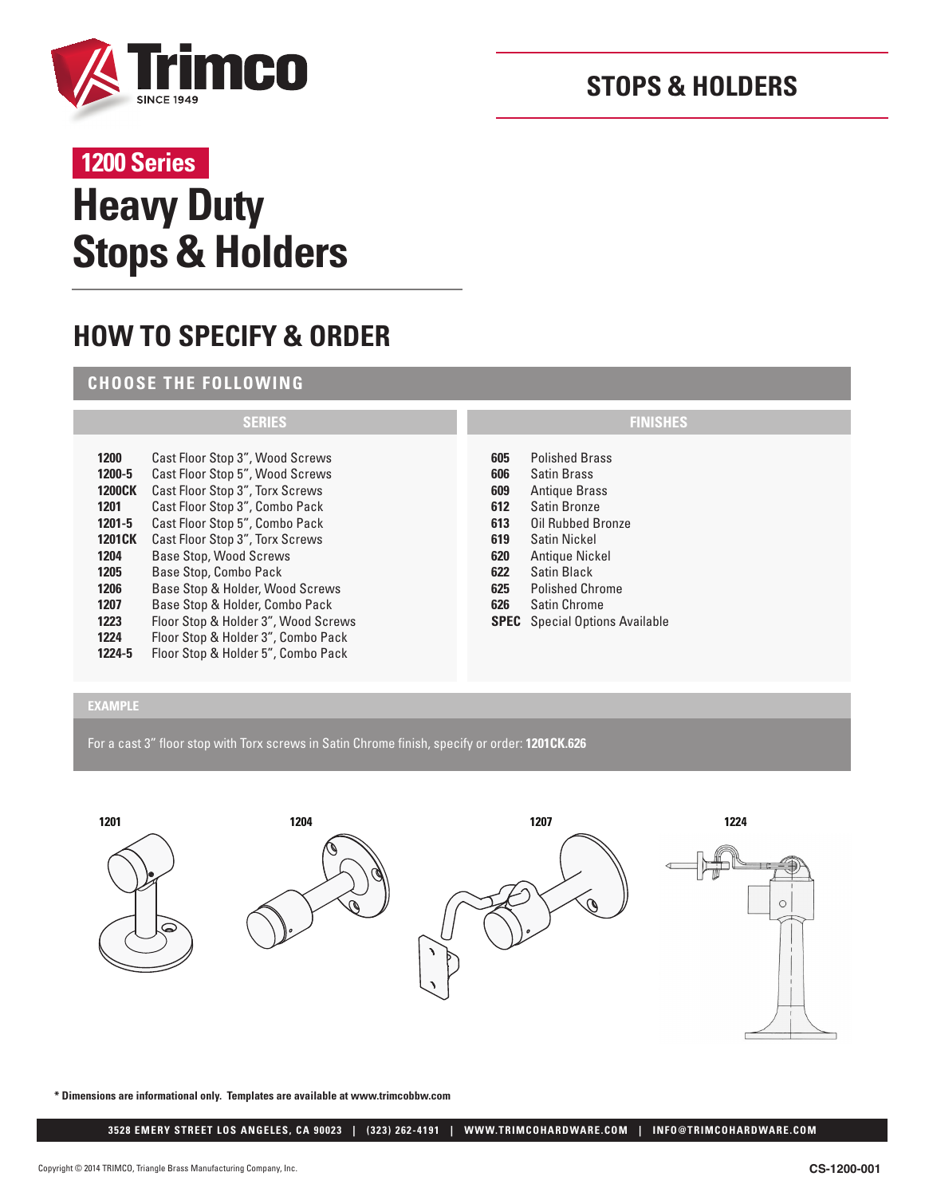# STOPS & HOLDERS

**1200 Series**

# Heavy Duty Stops & Holders

## HOW TO SPECIFY & ORDER

### CHOOSE THE FOLLOWING

**SERIES**

| | |
|---|---|
| **1200** | Cast Floor Stop 3", Wood Screws |
| **1200-5** | Cast Floor Stop 5", Wood Screws |
| **1200CK** | Cast Floor Stop 3", Torx Screws |
| **1201** | Cast Floor Stop 3", Combo Pack |
| **1201-5** | Cast Floor Stop 5", Combo Pack |
| **1201CK** | Cast Floor Stop 3", Torx Screws |
| **1204** | Base Stop, Wood Screws |
| **1205** | Base Stop, Combo Pack |
| **1206** | Base Stop & Holder, Wood Screws |
| **1207** | Base Stop & Holder, Combo Pack |
| **1223** | Floor Stop & Holder 3", Wood Screws |
| **1224** | Floor Stop & Holder 3", Combo Pack |
| **1224-5** | Floor Stop & Holder 5", Combo Pack |

**FINISHES**

| | |
|---|---|
| **605** | Polished Brass |
| **606** | Satin Brass |
| **609** | Antique Brass |
| **612** | Satin Bronze |
| **613** | Oil Rubbed Bronze |
| **619** | Satin Nickel |
| **620** | Antique Nickel |
| **622** | Satin Black |
| **625** | Polished Chrome |
| **626** | Satin Chrome |
| **SPEC** | Special Options Available |

**EXAMPLE**

For a cast 3" floor stop with Torx screws in Satin Chrome finish, specify or order: **1201CK.626**

1201

1204

1207

1224

**\* Dimensions are informational only. Templates are available at www.trimcobbw.com**

3528 EMERY STREET LOS ANGELES, CA 90023 | (323) 262-4191 | WWW.TRIMCOHARDWARE.COM | INFO@TRIMCOHARDWARE.COM

Copyright © 2014 TRIMCO, Triangle Brass Manufacturing Company, Inc.

**CS-1200-001**